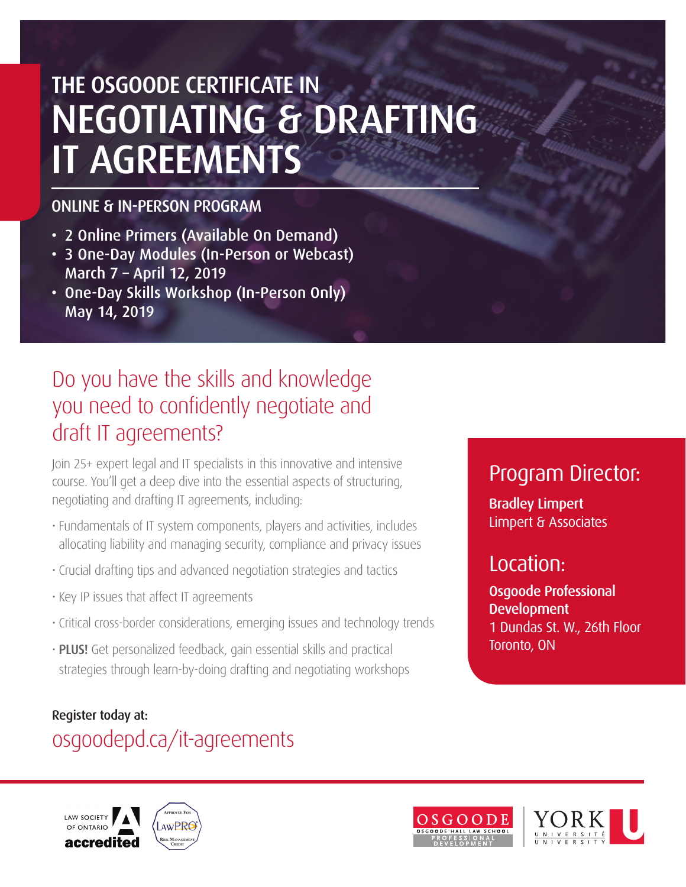# THE OSGOODE CERTIFICATE IN NEGOTIATING & DRAFTING IT AGREEMENTS

## ONLINE & IN-PERSON PROGRAM

- 2 Online Primers (Available On Demand)
- 3 One-Day Modules (In-Person or Webcast)
  March 7 – April 12, 2019
- One-Day Skills Workshop (In-Person Only)
  May 14, 2019

## Do you have the skills and knowledge you need to confidently negotiate and draft IT agreements?

Join 25+ expert legal and IT specialists in this innovative and intensive course. You'll get a deep dive into the essential aspects of structuring, negotiating and drafting IT agreements, including:

- Fundamentals of IT system components, players and activities, includes allocating liability and managing security, compliance and privacy issues
- Crucial drafting tips and advanced negotiation strategies and tactics
- Key IP issues that affect IT agreements
- Critical cross-border considerations, emerging issues and technology trends
- **PLUS!** Get personalized feedback, gain essential skills and practical strategies through learn-by-doing drafting and negotiating workshops

### Program Director:

**Bradley Limpert**
Limpert & Associates

### Location:

**Osgoode Professional Development**
1 Dundas St. W., 26th Floor
Toronto, ON

**Register today at:**
osgoodepd.ca/it-agreements

LAW SOCIETY OF ONTARIO accredited

Approved For LawPRO Risk Management Credit

OSGOODE HALL LAW SCHOOL PROFESSIONAL DEVELOPMENT

YORK UNIVERSITÉ UNIVERSITY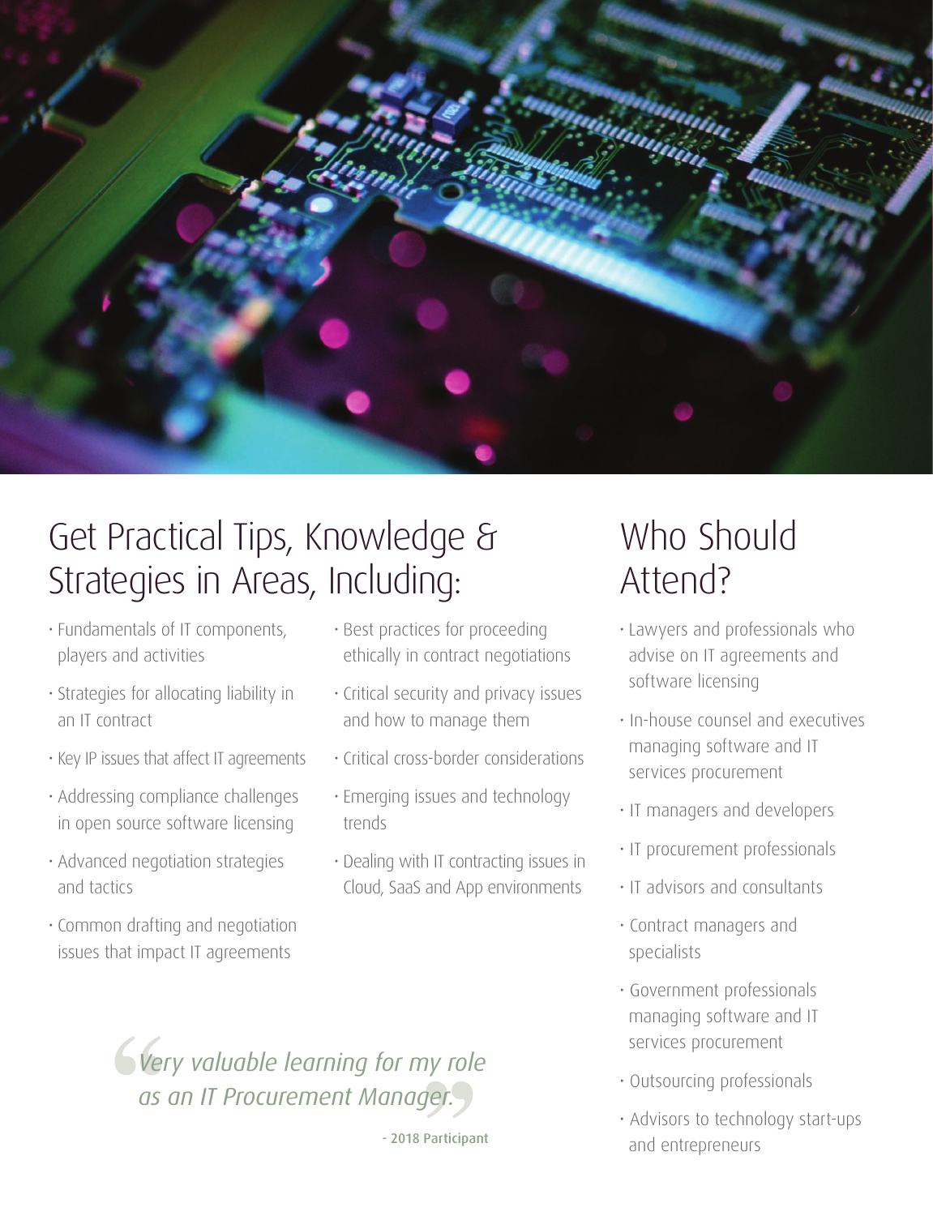## Get Practical Tips, Knowledge & Strategies in Areas, Including:

- Fundamentals of IT components, players and activities
- Strategies for allocating liability in an IT contract
- Key IP issues that affect IT agreements
- Addressing compliance challenges in open source software licensing
- Advanced negotiation strategies and tactics
- Common drafting and negotiation issues that impact IT agreements
- Best practices for proceeding ethically in contract negotiations
- Critical security and privacy issues and how to manage them
- Critical cross-border considerations
- Emerging issues and technology trends
- Dealing with IT contracting issues in Cloud, SaaS and App environments

> *Very valuable learning for my role as an IT Procurement Manager.*
>
> **- 2018 Participant**

## Who Should Attend?

- Lawyers and professionals who advise on IT agreements and software licensing
- In-house counsel and executives managing software and IT services procurement
- IT managers and developers
- IT procurement professionals
- IT advisors and consultants
- Contract managers and specialists
- Government professionals managing software and IT services procurement
- Outsourcing professionals
- Advisors to technology start-ups and entrepreneurs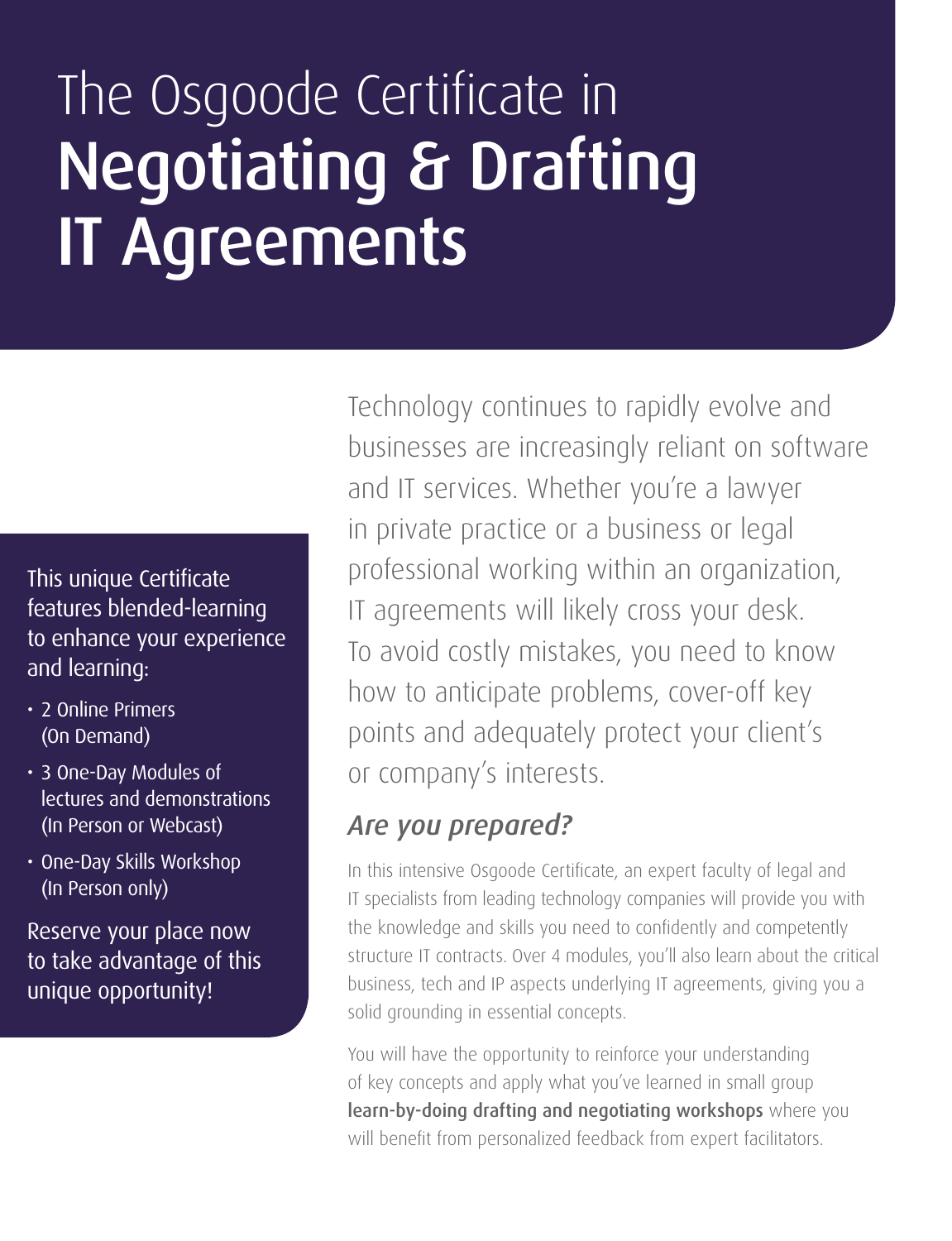# The Osgoode Certificate in **Negotiating & Drafting IT Agreements**

This unique Certificate features blended-learning to enhance your experience and learning:

- 2 Online Primers (On Demand)
- 3 One-Day Modules of lectures and demonstrations (In Person or Webcast)
- One-Day Skills Workshop (In Person only)

Reserve your place now to take advantage of this unique opportunity!

Technology continues to rapidly evolve and businesses are increasingly reliant on software and IT services. Whether you're a lawyer in private practice or a business or legal professional working within an organization, IT agreements will likely cross your desk. To avoid costly mistakes, you need to know how to anticipate problems, cover-off key points and adequately protect your client's or company's interests.

## *Are you prepared?*

In this intensive Osgoode Certificate, an expert faculty of legal and IT specialists from leading technology companies will provide you with the knowledge and skills you need to confidently and competently structure IT contracts. Over 4 modules, you'll also learn about the critical business, tech and IP aspects underlying IT agreements, giving you a solid grounding in essential concepts.

You will have the opportunity to reinforce your understanding of key concepts and apply what you've learned in small group **learn-by-doing drafting and negotiating workshops** where you will benefit from personalized feedback from expert facilitators.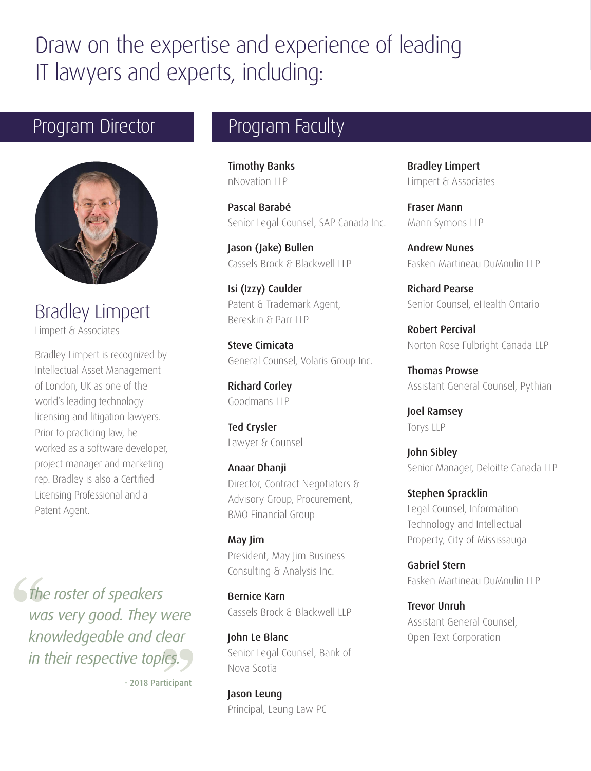# Draw on the expertise and experience of leading IT lawyers and experts, including:

## Program Director

### Bradley Limpert

Limpert & Associates

Bradley Limpert is recognized by Intellectual Asset Management of London, UK as one of the world's leading technology licensing and litigation lawyers. Prior to practicing law, he worked as a software developer, project manager and marketing rep. Bradley is also a Certified Licensing Professional and a Patent Agent.

> *The roster of speakers was very good. They were knowledgeable and clear in their respective topics.*
>
> \- 2018 Participant

## Program Faculty

**Timothy Banks**
nNovation LLP

**Pascal Barabé**
Senior Legal Counsel, SAP Canada Inc.

**Jason (Jake) Bullen**
Cassels Brock & Blackwell LLP

**Isi (Izzy) Caulder**
Patent & Trademark Agent, Bereskin & Parr LLP

**Steve Cimicata**
General Counsel, Volaris Group Inc.

**Richard Corley**
Goodmans LLP

**Ted Crysler**
Lawyer & Counsel

**Anaar Dhanji**
Director, Contract Negotiators & Advisory Group, Procurement, BMO Financial Group

**May Jim**
President, May Jim Business Consulting & Analysis Inc.

**Bernice Karn**
Cassels Brock & Blackwell LLP

**John Le Blanc**
Senior Legal Counsel, Bank of Nova Scotia

**Jason Leung**
Principal, Leung Law PC

**Bradley Limpert**
Limpert & Associates

**Fraser Mann**
Mann Symons LLP

**Andrew Nunes**
Fasken Martineau DuMoulin LLP

**Richard Pearse**
Senior Counsel, eHealth Ontario

**Robert Percival**
Norton Rose Fulbright Canada LLP

**Thomas Prowse**
Assistant General Counsel, Pythian

**Joel Ramsey**
Torys LLP

**John Sibley**
Senior Manager, Deloitte Canada LLP

**Stephen Spracklin**
Legal Counsel, Information Technology and Intellectual Property, City of Mississauga

**Gabriel Stern**
Fasken Martineau DuMoulin LLP

**Trevor Unruh**
Assistant General Counsel, Open Text Corporation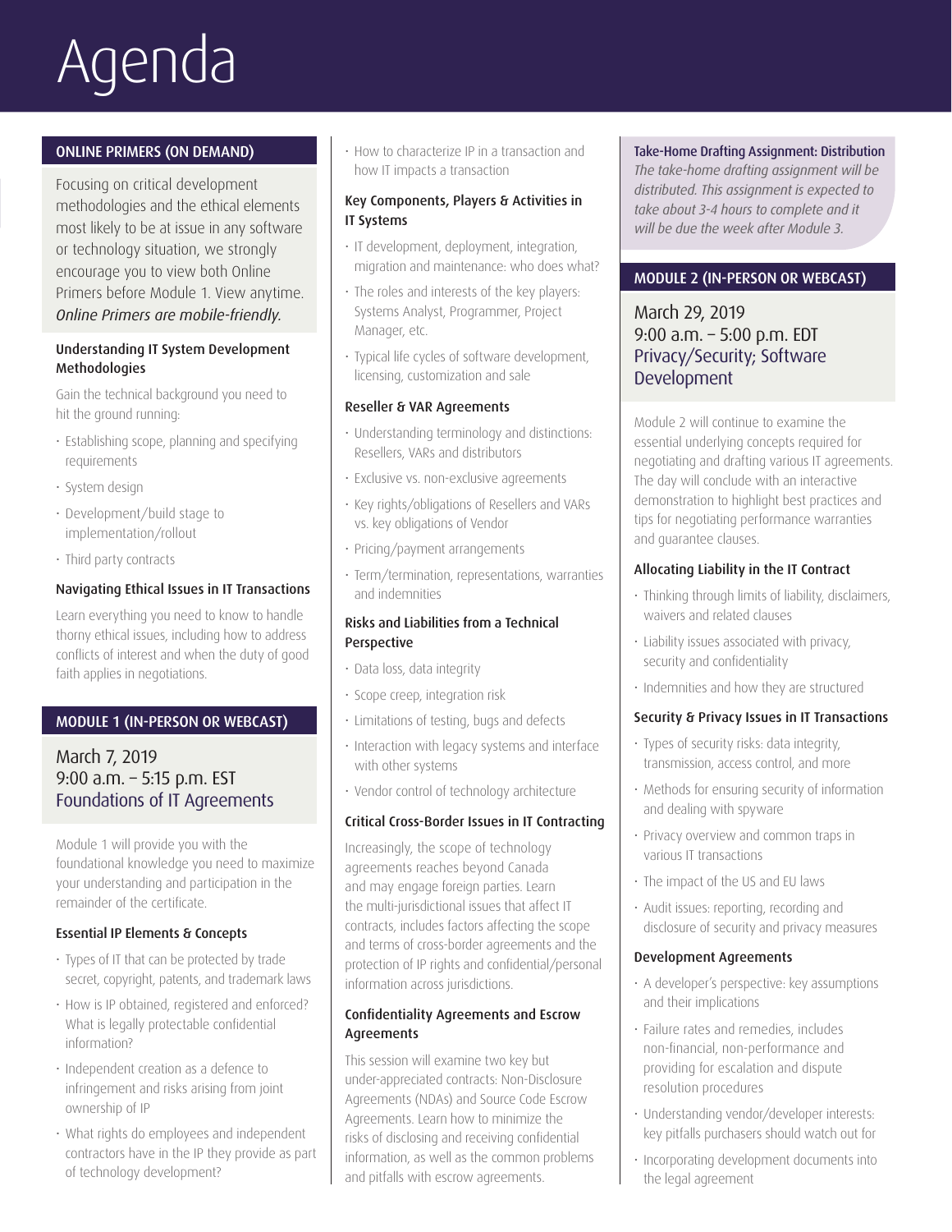# Agenda

## ONLINE PRIMERS (ON DEMAND)

Focusing on critical development methodologies and the ethical elements most likely to be at issue in any software or technology situation, we strongly encourage you to view both Online Primers before Module 1. View anytime. *Online Primers are mobile-friendly.*

### Understanding IT System Development Methodologies

Gain the technical background you need to hit the ground running:

- Establishing scope, planning and specifying requirements
- System design
- Development/build stage to implementation/rollout
- Third party contracts

### Navigating Ethical Issues in IT Transactions

Learn everything you need to know to handle thorny ethical issues, including how to address conflicts of interest and when the duty of good faith applies in negotiations.

## MODULE 1 (IN-PERSON OR WEBCAST)

March 7, 2019
9:00 a.m. – 5:15 p.m. EST
Foundations of IT Agreements

Module 1 will provide you with the foundational knowledge you need to maximize your understanding and participation in the remainder of the certificate.

### Essential IP Elements & Concepts

- Types of IT that can be protected by trade secret, copyright, patents, and trademark laws
- How is IP obtained, registered and enforced? What is legally protectable confidential information?
- Independent creation as a defence to infringement and risks arising from joint ownership of IP
- What rights do employees and independent contractors have in the IP they provide as part of technology development?
- How to characterize IP in a transaction and how IT impacts a transaction

### Key Components, Players & Activities in IT Systems

- IT development, deployment, integration, migration and maintenance: who does what?
- The roles and interests of the key players: Systems Analyst, Programmer, Project Manager, etc.
- Typical life cycles of software development, licensing, customization and sale

### Reseller & VAR Agreements

- Understanding terminology and distinctions: Resellers, VARs and distributors
- Exclusive vs. non-exclusive agreements
- Key rights/obligations of Resellers and VARs vs. key obligations of Vendor
- Pricing/payment arrangements
- Term/termination, representations, warranties and indemnities

### Risks and Liabilities from a Technical Perspective

- Data loss, data integrity
- Scope creep, integration risk
- Limitations of testing, bugs and defects
- Interaction with legacy systems and interface with other systems
- Vendor control of technology architecture

### Critical Cross-Border Issues in IT Contracting

Increasingly, the scope of technology agreements reaches beyond Canada and may engage foreign parties. Learn the multi-jurisdictional issues that affect IT contracts, includes factors affecting the scope and terms of cross-border agreements and the protection of IP rights and confidential/personal information across jurisdictions.

### Confidentiality Agreements and Escrow Agreements

This session will examine two key but under-appreciated contracts: Non-Disclosure Agreements (NDAs) and Source Code Escrow Agreements. Learn how to minimize the risks of disclosing and receiving confidential information, as well as the common problems and pitfalls with escrow agreements.

### Take-Home Drafting Assignment: Distribution

*The take-home drafting assignment will be distributed. This assignment is expected to take about 3-4 hours to complete and it will be due the week after Module 3.*

## MODULE 2 (IN-PERSON OR WEBCAST)

March 29, 2019
9:00 a.m. – 5:00 p.m. EDT
Privacy/Security; Software Development

Module 2 will continue to examine the essential underlying concepts required for negotiating and drafting various IT agreements. The day will conclude with an interactive demonstration to highlight best practices and tips for negotiating performance warranties and guarantee clauses.

### Allocating Liability in the IT Contract

- Thinking through limits of liability, disclaimers, waivers and related clauses
- Liability issues associated with privacy, security and confidentiality
- Indemnities and how they are structured

### Security & Privacy Issues in IT Transactions

- Types of security risks: data integrity, transmission, access control, and more
- Methods for ensuring security of information and dealing with spyware
- Privacy overview and common traps in various IT transactions
- The impact of the US and EU laws
- Audit issues: reporting, recording and disclosure of security and privacy measures

### Development Agreements

- A developer's perspective: key assumptions and their implications
- Failure rates and remedies, includes non-financial, non-performance and providing for escalation and dispute resolution procedures
- Understanding vendor/developer interests: key pitfalls purchasers should watch out for
- Incorporating development documents into the legal agreement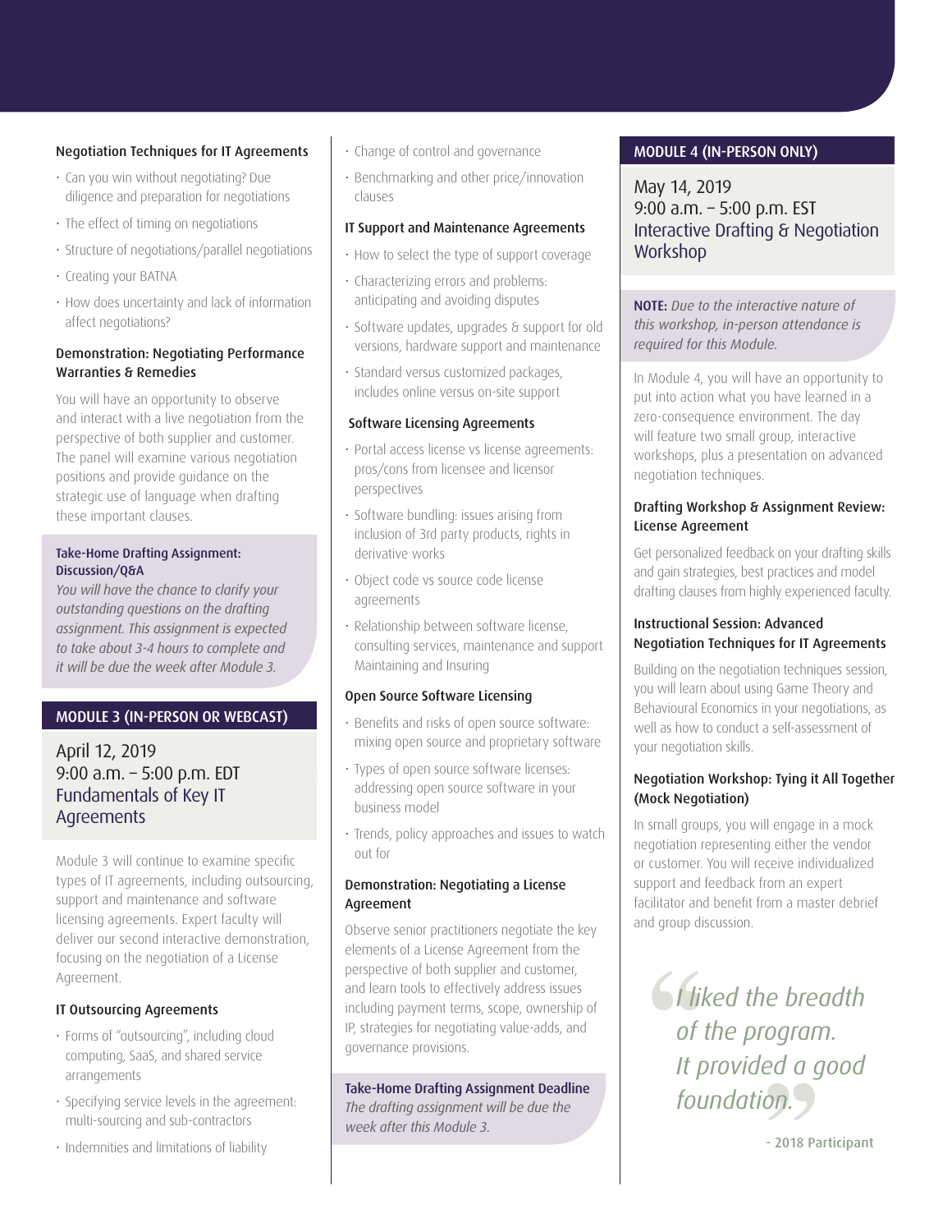### Negotiation Techniques for IT Agreements

- Can you win without negotiating? Due diligence and preparation for negotiations
- The effect of timing on negotiations
- Structure of negotiations/parallel negotiations
- Creating your BATNA
- How does uncertainty and lack of information affect negotiations?

### Demonstration: Negotiating Performance Warranties & Remedies

You will have an opportunity to observe and interact with a live negotiation from the perspective of both supplier and customer. The panel will examine various negotiation positions and provide guidance on the strategic use of language when drafting these important clauses.

### Take-Home Drafting Assignment: Discussion/Q&A

*You will have the chance to clarify your outstanding questions on the drafting assignment. This assignment is expected to take about 3-4 hours to complete and it will be due the week after Module 3.*

## MODULE 3 (IN-PERSON OR WEBCAST)

April 12, 2019
9:00 a.m. – 5:00 p.m. EDT
Fundamentals of Key IT Agreements

Module 3 will continue to examine specific types of IT agreements, including outsourcing, support and maintenance and software licensing agreements. Expert faculty will deliver our second interactive demonstration, focusing on the negotiation of a License Agreement.

### IT Outsourcing Agreements

- Forms of "outsourcing", including cloud computing, SaaS, and shared service arrangements
- Specifying service levels in the agreement: multi-sourcing and sub-contractors
- Indemnities and limitations of liability
- Change of control and governance
- Benchmarking and other price/innovation clauses

### IT Support and Maintenance Agreements

- How to select the type of support coverage
- Characterizing errors and problems: anticipating and avoiding disputes
- Software updates, upgrades & support for old versions, hardware support and maintenance
- Standard versus customized packages, includes online versus on-site support

### Software Licensing Agreements

- Portal access license vs license agreements: pros/cons from licensee and licensor perspectives
- Software bundling: issues arising from inclusion of 3rd party products, rights in derivative works
- Object code vs source code license agreements
- Relationship between software license, consulting services, maintenance and support Maintaining and Insuring

### Open Source Software Licensing

- Benefits and risks of open source software: mixing open source and proprietary software
- Types of open source software licenses: addressing open source software in your business model
- Trends, policy approaches and issues to watch out for

### Demonstration: Negotiating a License Agreement

Observe senior practitioners negotiate the key elements of a License Agreement from the perspective of both supplier and customer, and learn tools to effectively address issues including payment terms, scope, ownership of IP, strategies for negotiating value-adds, and governance provisions.

### Take-Home Drafting Assignment Deadline

*The drafting assignment will be due the week after this Module 3.*

## MODULE 4 (IN-PERSON ONLY)

May 14, 2019
9:00 a.m. – 5:00 p.m. EST
Interactive Drafting & Negotiation Workshop

**NOTE:** *Due to the interactive nature of this workshop, in-person attendance is required for this Module.*

In Module 4, you will have an opportunity to put into action what you have learned in a zero-consequence environment. The day will feature two small group, interactive workshops, plus a presentation on advanced negotiation techniques.

### Drafting Workshop & Assignment Review: License Agreement

Get personalized feedback on your drafting skills and gain strategies, best practices and model drafting clauses from highly experienced faculty.

### Instructional Session: Advanced Negotiation Techniques for IT Agreements

Building on the negotiation techniques session, you will learn about using Game Theory and Behavioural Economics in your negotiations, as well as how to conduct a self-assessment of your negotiation skills.

### Negotiation Workshop: Tying it All Together (Mock Negotiation)

In small groups, you will engage in a mock negotiation representing either the vendor or customer. You will receive individualized support and feedback from an expert facilitator and benefit from a master debrief and group discussion.

> *"I liked the breadth of the program. It provided a good foundation."*
>
> \- 2018 Participant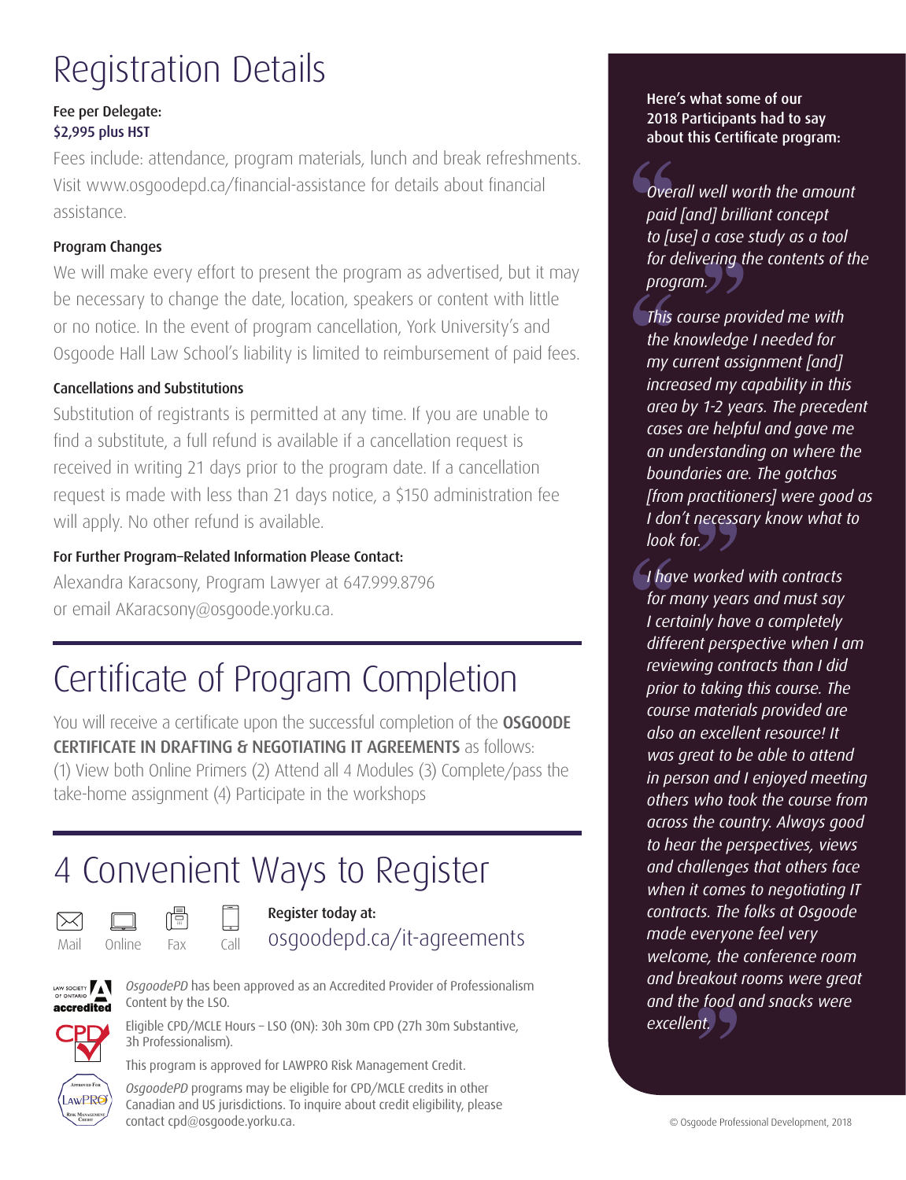# Registration Details

**Fee per Delegate:**
**$2,995 plus HST**

Fees include: attendance, program materials, lunch and break refreshments. Visit www.osgoodepd.ca/financial-assistance for details about financial assistance.

### Program Changes

We will make every effort to present the program as advertised, but it may be necessary to change the date, location, speakers or content with little or no notice. In the event of program cancellation, York University's and Osgoode Hall Law School's liability is limited to reimbursement of paid fees.

### Cancellations and Substitutions

Substitution of registrants is permitted at any time. If you are unable to find a substitute, a full refund is available if a cancellation request is received in writing 21 days prior to the program date. If a cancellation request is made with less than 21 days notice, a $150 administration fee will apply. No other refund is available.

### For Further Program–Related Information Please Contact:

Alexandra Karacsony, Program Lawyer at 647.999.8796
or email AKaracsony@osgoode.yorku.ca.

# Certificate of Program Completion

You will receive a certificate upon the successful completion of the **OSGOODE CERTIFICATE IN DRAFTING & NEGOTIATING IT AGREEMENTS** as follows: (1) View both Online Primers (2) Attend all 4 Modules (3) Complete/pass the take-home assignment (4) Participate in the workshops

# 4 Convenient Ways to Register

Mail Online Fax Call

**Register today at:**
osgoodepd.ca/it-agreements

*OsgoodePD* has been approved as an Accredited Provider of Professionalism Content by the LSO.

Eligible CPD/MCLE Hours – LSO (ON): 30h 30m CPD (27h 30m Substantive, 3h Professionalism).

This program is approved for LAWPRO Risk Management Credit.

*OsgoodePD* programs may be eligible for CPD/MCLE credits in other Canadian and US jurisdictions. To inquire about credit eligibility, please contact cpd@osgoode.yorku.ca.

**Here's what some of our 2018 Participants had to say about this Certificate program:**

> *Overall well worth the amount paid [and] brilliant concept to [use] a case study as a tool for delivering the contents of the program.*

> *This course provided me with the knowledge I needed for my current assignment [and] increased my capability in this area by 1-2 years. The precedent cases are helpful and gave me an understanding on where the boundaries are. The gotchas [from practitioners] were good as I don't necessary know what to look for.*

> *I have worked with contracts for many years and must say I certainly have a completely different perspective when I am reviewing contracts than I did prior to taking this course. The course materials provided are also an excellent resource! It was great to be able to attend in person and I enjoyed meeting others who took the course from across the country. Always good to hear the perspectives, views and challenges that others face when it comes to negotiating IT contracts. The folks at Osgoode made everyone feel very welcome, the conference room and breakout rooms were great and the food and snacks were excellent.*

© Osgoode Professional Development, 2018